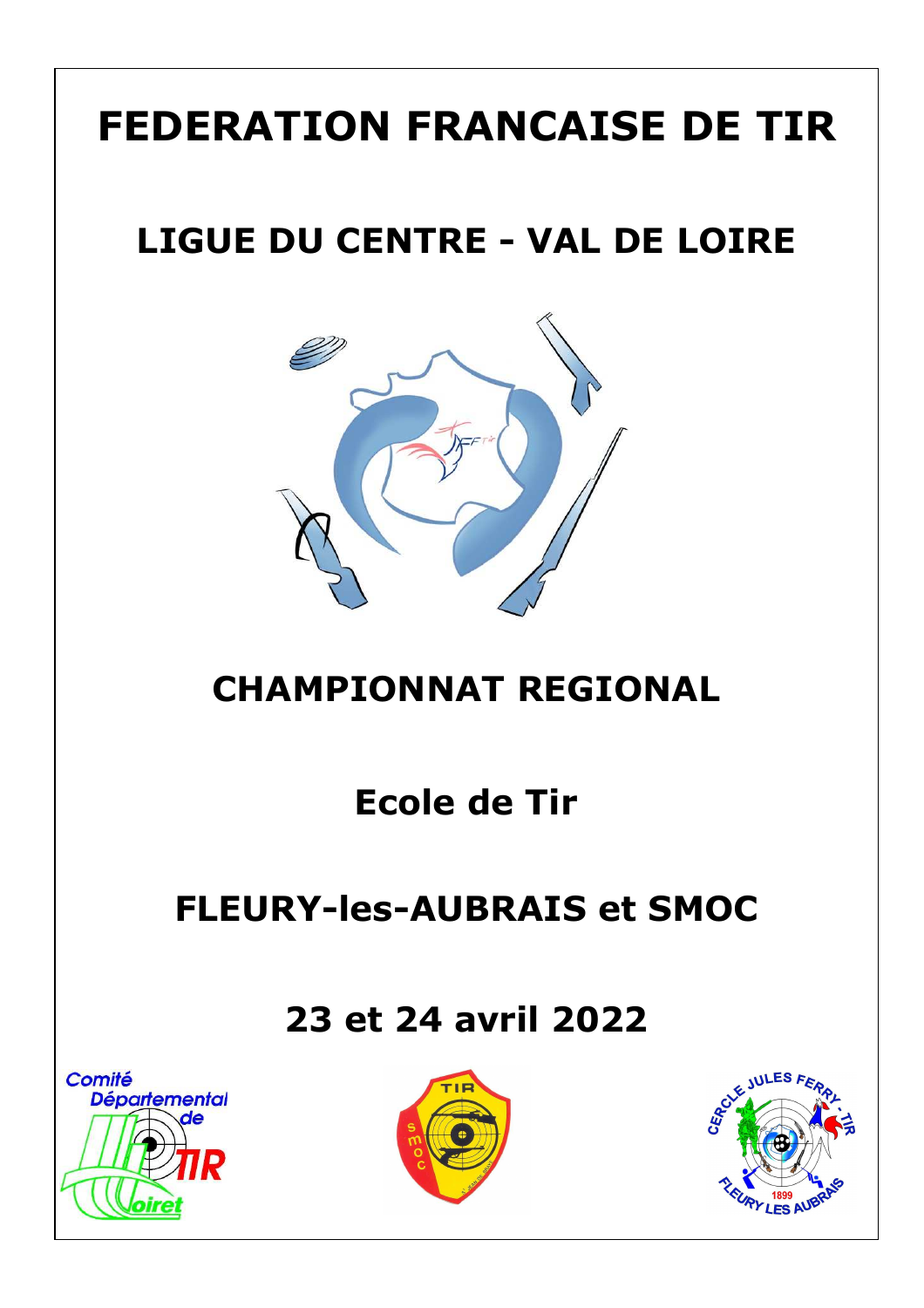# FEDERATION FRANCAISE DE TIR

## LIGUE DU CENTRE - VAL DE LOIRE

## CHAMPIONNAT REGIONAL

## Ecole de Tir

## FLEURY-les-AUBRAIS et SMOC

## 23 et 24 avril 2022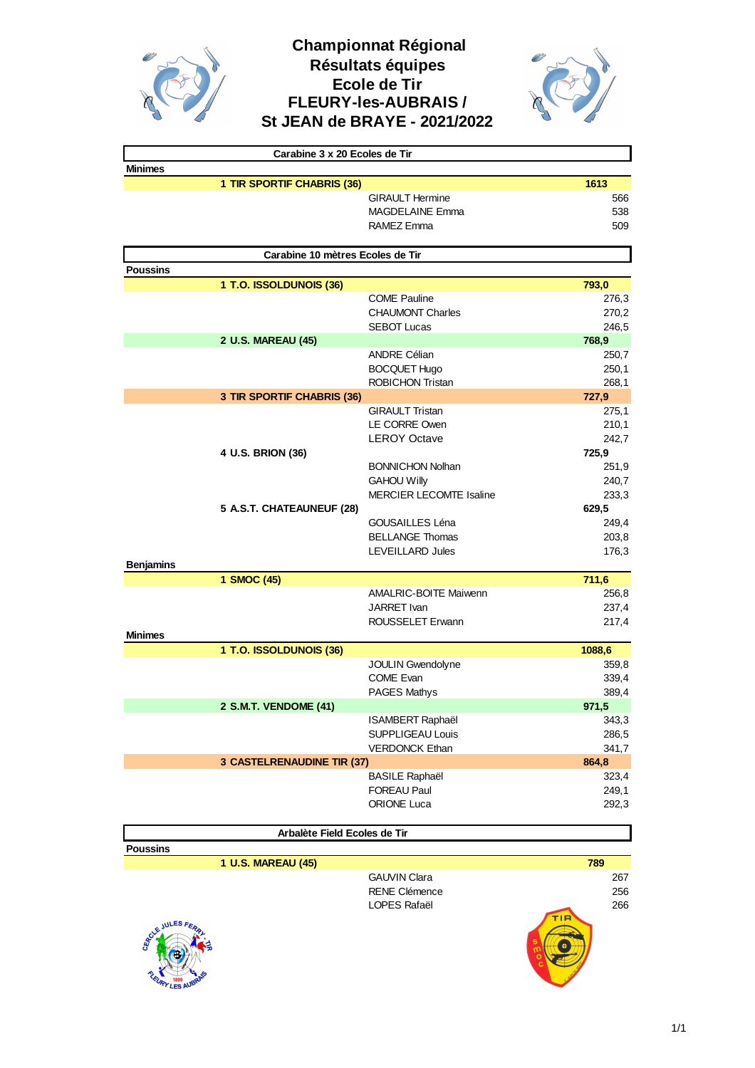# Championnat Régional Résultats équipes Ecole de Tir FLEURY-les-AUBRAIS / St JEAN de BRAYE - 2021/2022

## Carabine 3 x 20 Ecoles de Tir

**Minimes**

| | | |
|---|---|---|
| **1 TIR SPORTIF CHABRIS (36)** | | **1613** |
| | GIRAULT Hermine | 566 |
| | MAGDELAINE Emma | 538 |
| | RAMEZ Emma | 509 |

## Carabine 10 mètres Ecoles de Tir

**Poussins**

| | | |
|---|---|---|
| **1 T.O. ISSOLDUNOIS (36)** | | **793,0** |
| | COME Pauline | 276,3 |
| | CHAUMONT Charles | 270,2 |
| | SEBOT Lucas | 246,5 |
| **2 U.S. MAREAU (45)** | | **768,9** |
| | ANDRE Célian | 250,7 |
| | BOCQUET Hugo | 250,1 |
| | ROBICHON Tristan | 268,1 |
| **3 TIR SPORTIF CHABRIS (36)** | | **727,9** |
| | GIRAULT Tristan | 275,1 |
| | LE CORRE Owen | 210,1 |
| | LEROY Octave | 242,7 |
| **4 U.S. BRION (36)** | | **725,9** |
| | BONNICHON Nolhan | 251,9 |
| | GAHOU Willy | 240,7 |
| | MERCIER LECOMTE Isaline | 233,3 |
| **5 A.S.T. CHATEAUNEUF (28)** | | **629,5** |
| | GOUSAILLES Léna | 249,4 |
| | BELLANGE Thomas | 203,8 |
| | LEVEILLARD Jules | 176,3 |

**Benjamins**

| | | |
|---|---|---|
| **1 SMOC (45)** | | **711,6** |
| | AMALRIC-BOITE Maiwenn | 256,8 |
| | JARRET Ivan | 237,4 |
| | ROUSSELET Erwann | 217,4 |

**Minimes**

| | | |
|---|---|---|
| **1 T.O. ISSOLDUNOIS (36)** | | **1088,6** |
| | JOULIN Gwendolyne | 359,8 |
| | COME Evan | 339,4 |
| | PAGES Mathys | 389,4 |
| **2 S.M.T. VENDOME (41)** | | **971,5** |
| | ISAMBERT Raphaël | 343,3 |
| | SUPPLIGEAU Louis | 286,5 |
| | VERDONCK Ethan | 341,7 |
| **3 CASTELRENAUDINE TIR (37)** | | **864,8** |
| | BASILE Raphaël | 323,4 |
| | FOREAU Paul | 249,1 |
| | ORIONE Luca | 292,3 |

## Arbalète Field Ecoles de Tir

**Poussins**

| | | |
|---|---|---|
| **1 U.S. MAREAU (45)** | | **789** |
| | GAUVIN Clara | 267 |
| | RENE Clémence | 256 |
| | LOPES Rafaël | 266 |